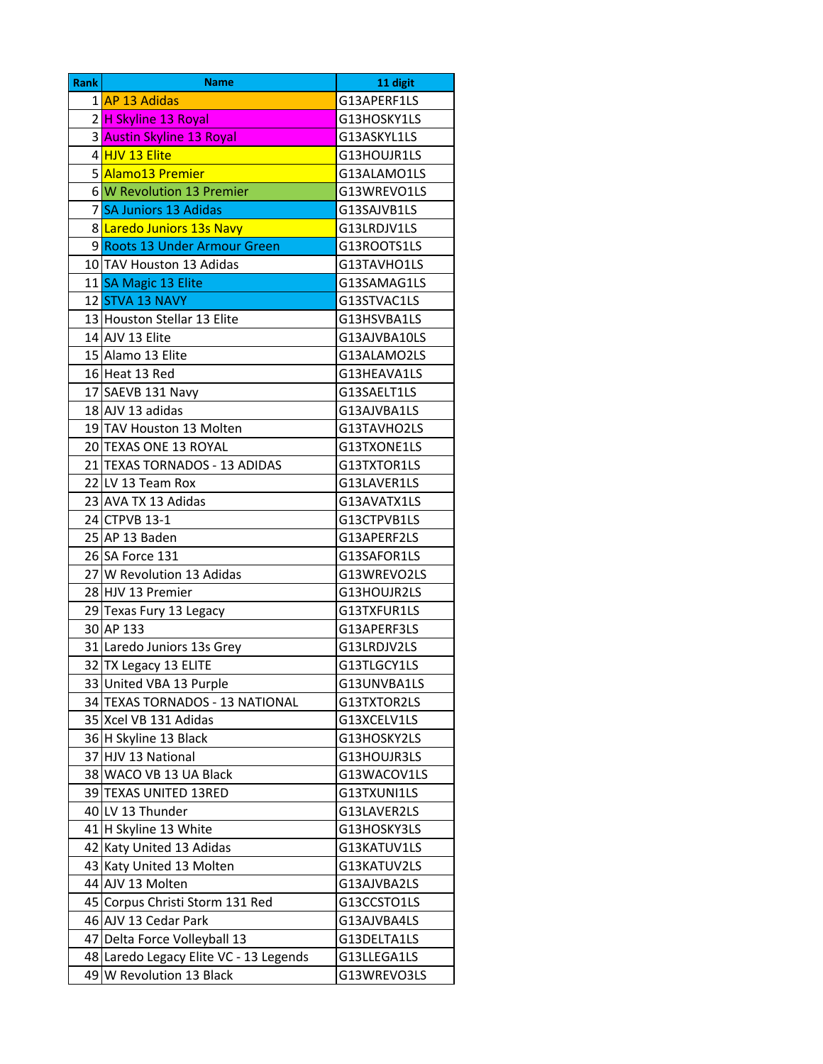| Rank | Name | 11 digit |
|---|---|---|
| 1 | AP 13 Adidas | G13APERF1LS |
| 2 | H Skyline 13 Royal | G13HOSKY1LS |
| 3 | Austin Skyline 13 Royal | G13ASKYL1LS |
| 4 | HJV 13 Elite | G13HOUJR1LS |
| 5 | Alamo13 Premier | G13ALAMO1LS |
| 6 | W Revolution 13 Premier | G13WREVO1LS |
| 7 | SA Juniors 13 Adidas | G13SAJVB1LS |
| 8 | Laredo Juniors 13s Navy | G13LRDJV1LS |
| 9 | Roots 13 Under Armour Green | G13ROOTS1LS |
| 10 | TAV Houston 13 Adidas | G13TAVHO1LS |
| 11 | SA Magic 13 Elite | G13SAMAG1LS |
| 12 | STVA 13 NAVY | G13STVAC1LS |
| 13 | Houston Stellar 13 Elite | G13HSVBA1LS |
| 14 | AJV 13 Elite | G13AJVBA10LS |
| 15 | Alamo 13 Elite | G13ALAMO2LS |
| 16 | Heat 13 Red | G13HEAVA1LS |
| 17 | SAEVB 131 Navy | G13SAELT1LS |
| 18 | AJV 13 adidas | G13AJVBA1LS |
| 19 | TAV Houston 13 Molten | G13TAVHO2LS |
| 20 | TEXAS ONE 13 ROYAL | G13TXONE1LS |
| 21 | TEXAS TORNADOS - 13 ADIDAS | G13TXTOR1LS |
| 22 | LV 13 Team Rox | G13LAVER1LS |
| 23 | AVA TX 13 Adidas | G13AVATX1LS |
| 24 | CTPVB 13-1 | G13CTPVB1LS |
| 25 | AP 13 Baden | G13APERF2LS |
| 26 | SA Force 131 | G13SAFOR1LS |
| 27 | W Revolution 13 Adidas | G13WREVO2LS |
| 28 | HJV 13 Premier | G13HOUJR2LS |
| 29 | Texas Fury 13 Legacy | G13TXFUR1LS |
| 30 | AP 133 | G13APERF3LS |
| 31 | Laredo Juniors 13s Grey | G13LRDJV2LS |
| 32 | TX Legacy 13 ELITE | G13TLGCY1LS |
| 33 | United VBA 13 Purple | G13UNVBA1LS |
| 34 | TEXAS TORNADOS - 13 NATIONAL | G13TXTOR2LS |
| 35 | Xcel VB 131 Adidas | G13XCELV1LS |
| 36 | H Skyline 13 Black | G13HOSKY2LS |
| 37 | HJV 13 National | G13HOUJR3LS |
| 38 | WACO VB 13 UA Black | G13WACOV1LS |
| 39 | TEXAS UNITED 13RED | G13TXUNI1LS |
| 40 | LV 13 Thunder | G13LAVER2LS |
| 41 | H Skyline 13 White | G13HOSKY3LS |
| 42 | Katy United 13 Adidas | G13KATUV1LS |
| 43 | Katy United 13 Molten | G13KATUV2LS |
| 44 | AJV 13 Molten | G13AJVBA2LS |
| 45 | Corpus Christi Storm 131 Red | G13CCSTO1LS |
| 46 | AJV 13 Cedar Park | G13AJVBA4LS |
| 47 | Delta Force Volleyball 13 | G13DELTA1LS |
| 48 | Laredo Legacy Elite VC - 13 Legends | G13LLEGA1LS |
| 49 | W Revolution 13 Black | G13WREVO3LS |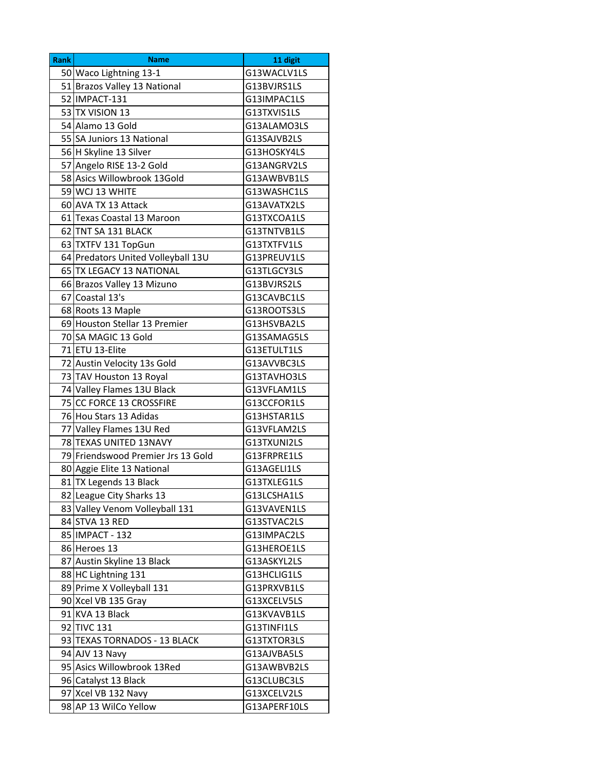| Rank | Name | 11 digit |
|---|---|---|
| 50 | Waco Lightning 13-1 | G13WACLV1LS |
| 51 | Brazos Valley 13 National | G13BVJRS1LS |
| 52 | IMPACT-131 | G13IMPAC1LS |
| 53 | TX VISION 13 | G13TXVIS1LS |
| 54 | Alamo 13 Gold | G13ALAMO3LS |
| 55 | SA Juniors 13 National | G13SAJVB2LS |
| 56 | H Skyline 13 Silver | G13HOSKY4LS |
| 57 | Angelo RISE 13-2 Gold | G13ANGRV2LS |
| 58 | Asics Willowbrook 13Gold | G13AWBVB1LS |
| 59 | WCJ 13 WHITE | G13WASHC1LS |
| 60 | AVA TX 13 Attack | G13AVATX2LS |
| 61 | Texas Coastal 13 Maroon | G13TXCOA1LS |
| 62 | TNT SA 131 BLACK | G13TNTVB1LS |
| 63 | TXTFV 131 TopGun | G13TXTFV1LS |
| 64 | Predators United Volleyball 13U | G13PREUV1LS |
| 65 | TX LEGACY 13 NATIONAL | G13TLGCY3LS |
| 66 | Brazos Valley 13 Mizuno | G13BVJRS2LS |
| 67 | Coastal 13's | G13CAVBC1LS |
| 68 | Roots 13 Maple | G13ROOTS3LS |
| 69 | Houston Stellar 13 Premier | G13HSVBA2LS |
| 70 | SA MAGIC 13 Gold | G13SAMAG5LS |
| 71 | ETU 13-Elite | G13ETULT1LS |
| 72 | Austin Velocity 13s Gold | G13AVVBC3LS |
| 73 | TAV Houston 13 Royal | G13TAVHO3LS |
| 74 | Valley Flames 13U Black | G13VFLAM1LS |
| 75 | CC FORCE 13 CROSSFIRE | G13CCFOR1LS |
| 76 | Hou Stars 13 Adidas | G13HSTAR1LS |
| 77 | Valley Flames 13U Red | G13VFLAM2LS |
| 78 | TEXAS UNITED 13NAVY | G13TXUNI2LS |
| 79 | Friendswood Premier Jrs 13 Gold | G13FRPRE1LS |
| 80 | Aggie Elite 13 National | G13AGELI1LS |
| 81 | TX Legends 13 Black | G13TXLEG1LS |
| 82 | League City Sharks 13 | G13LCSHA1LS |
| 83 | Valley Venom Volleyball 131 | G13VAVEN1LS |
| 84 | STVA 13 RED | G13STVAC2LS |
| 85 | IMPACT - 132 | G13IMPAC2LS |
| 86 | Heroes 13 | G13HEROE1LS |
| 87 | Austin Skyline 13 Black | G13ASKYL2LS |
| 88 | HC Lightning 131 | G13HCLIG1LS |
| 89 | Prime X Volleyball 131 | G13PRXVB1LS |
| 90 | Xcel VB 135 Gray | G13XCELV5LS |
| 91 | KVA 13 Black | G13KVAVB1LS |
| 92 | TIVC 131 | G13TINFI1LS |
| 93 | TEXAS TORNADOS - 13 BLACK | G13TXTOR3LS |
| 94 | AJV 13 Navy | G13AJVBA5LS |
| 95 | Asics Willowbrook 13Red | G13AWBVB2LS |
| 96 | Catalyst 13 Black | G13CLUBC3LS |
| 97 | Xcel VB 132 Navy | G13XCELV2LS |
| 98 | AP 13 WilCo Yellow | G13APERF10LS |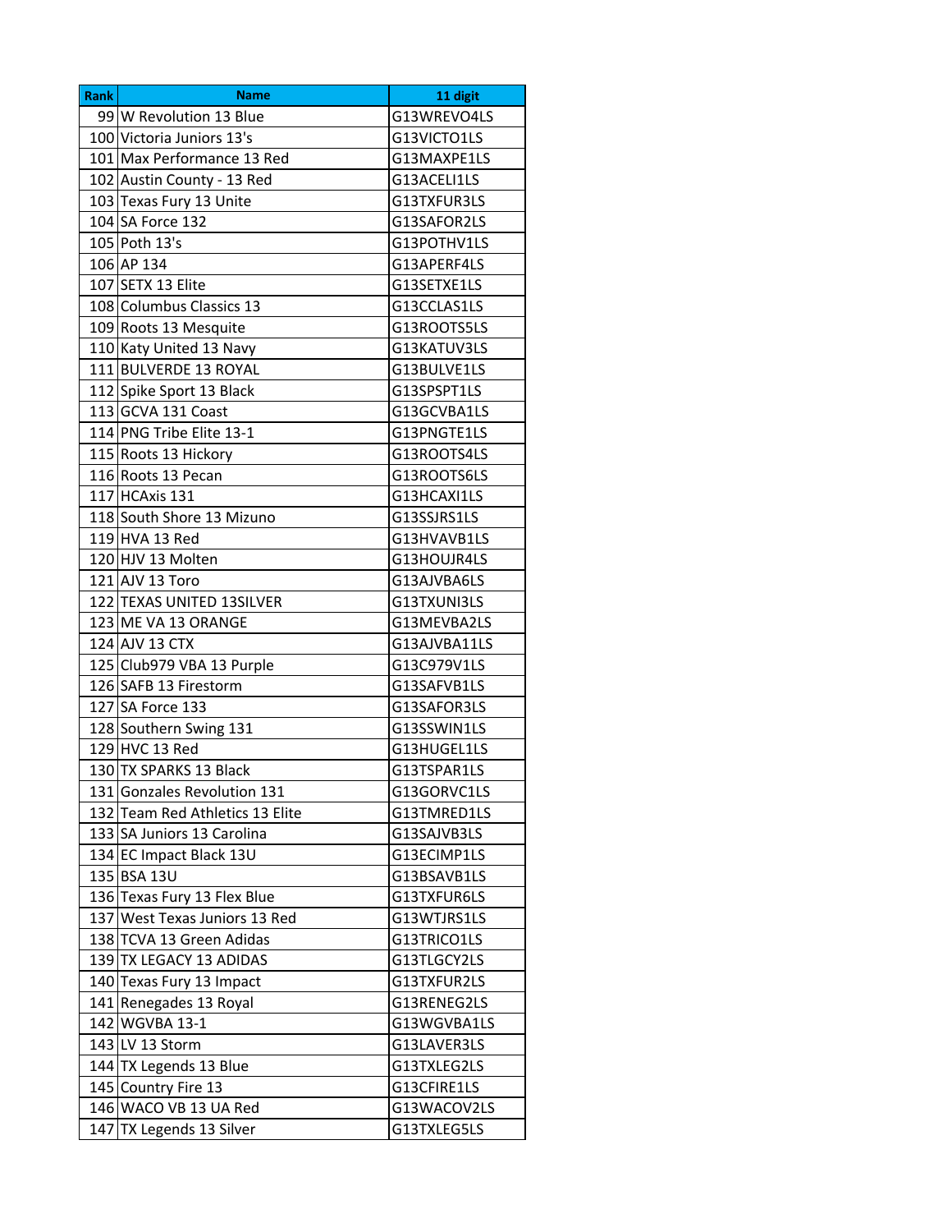| Rank | Name | 11 digit |
| --- | --- | --- |
| 99 | W Revolution 13 Blue | G13WREVO4LS |
| 100 | Victoria Juniors 13's | G13VICTO1LS |
| 101 | Max Performance 13 Red | G13MAXPE1LS |
| 102 | Austin County - 13 Red | G13ACELI1LS |
| 103 | Texas Fury 13 Unite | G13TXFUR3LS |
| 104 | SA Force 132 | G13SAFOR2LS |
| 105 | Poth 13's | G13POTHV1LS |
| 106 | AP 134 | G13APERF4LS |
| 107 | SETX 13 Elite | G13SETXE1LS |
| 108 | Columbus Classics 13 | G13CCLAS1LS |
| 109 | Roots 13 Mesquite | G13ROOTS5LS |
| 110 | Katy United 13 Navy | G13KATUV3LS |
| 111 | BULVERDE 13 ROYAL | G13BULVE1LS |
| 112 | Spike Sport 13 Black | G13SPSPT1LS |
| 113 | GCVA 131 Coast | G13GCVBA1LS |
| 114 | PNG Tribe Elite 13-1 | G13PNGTE1LS |
| 115 | Roots 13 Hickory | G13ROOTS4LS |
| 116 | Roots 13 Pecan | G13ROOTS6LS |
| 117 | HCAxis 131 | G13HCAXI1LS |
| 118 | South Shore 13 Mizuno | G13SSJRS1LS |
| 119 | HVA 13 Red | G13HVAVB1LS |
| 120 | HJV 13 Molten | G13HOUJR4LS |
| 121 | AJV 13 Toro | G13AJVBA6LS |
| 122 | TEXAS UNITED 13SILVER | G13TXUNI3LS |
| 123 | ME VA 13 ORANGE | G13MEVBA2LS |
| 124 | AJV 13 CTX | G13AJVBA11LS |
| 125 | Club979 VBA 13 Purple | G13C979V1LS |
| 126 | SAFB 13 Firestorm | G13SAFVB1LS |
| 127 | SA Force 133 | G13SAFOR3LS |
| 128 | Southern Swing 131 | G13SSWIN1LS |
| 129 | HVC 13 Red | G13HUGEL1LS |
| 130 | TX SPARKS 13 Black | G13TSPAR1LS |
| 131 | Gonzales Revolution 131 | G13GORVC1LS |
| 132 | Team Red Athletics 13 Elite | G13TMRED1LS |
| 133 | SA Juniors 13 Carolina | G13SAJVB3LS |
| 134 | EC Impact Black 13U | G13ECIMP1LS |
| 135 | BSA 13U | G13BSAVB1LS |
| 136 | Texas Fury 13 Flex Blue | G13TXFUR6LS |
| 137 | West Texas Juniors 13 Red | G13WTJRS1LS |
| 138 | TCVA 13 Green Adidas | G13TRICO1LS |
| 139 | TX LEGACY 13 ADIDAS | G13TLGCY2LS |
| 140 | Texas Fury 13 Impact | G13TXFUR2LS |
| 141 | Renegades 13 Royal | G13RENEG2LS |
| 142 | WGVBA 13-1 | G13WGVBA1LS |
| 143 | LV 13 Storm | G13LAVER3LS |
| 144 | TX Legends 13 Blue | G13TXLEG2LS |
| 145 | Country Fire 13 | G13CFIRE1LS |
| 146 | WACO VB 13 UA Red | G13WACOV2LS |
| 147 | TX Legends 13 Silver | G13TXLEG5LS |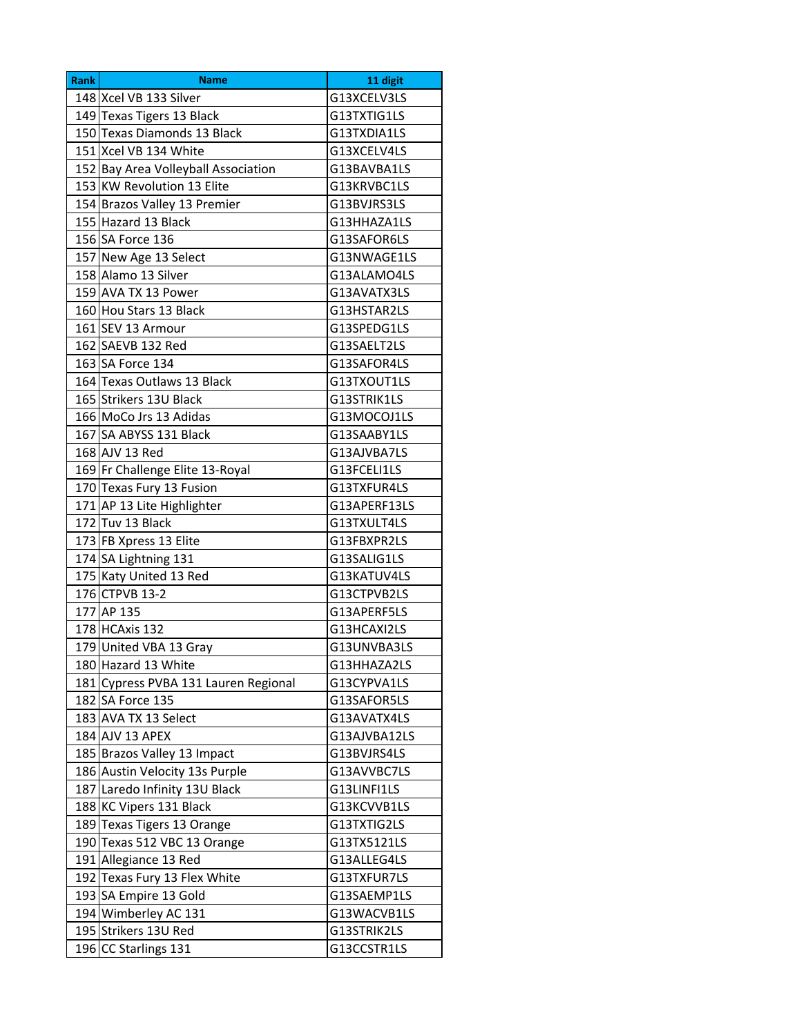| Rank | Name | 11 digit |
|---|---|---|
| 148 | Xcel VB 133 Silver | G13XCELV3LS |
| 149 | Texas Tigers 13 Black | G13TXTIG1LS |
| 150 | Texas Diamonds 13 Black | G13TXDIA1LS |
| 151 | Xcel VB 134 White | G13XCELV4LS |
| 152 | Bay Area Volleyball Association | G13BAVBA1LS |
| 153 | KW Revolution 13 Elite | G13KRVBC1LS |
| 154 | Brazos Valley 13 Premier | G13BVJRS3LS |
| 155 | Hazard 13 Black | G13HHAZA1LS |
| 156 | SA Force 136 | G13SAFOR6LS |
| 157 | New Age 13 Select | G13NWAGE1LS |
| 158 | Alamo 13 Silver | G13ALAMO4LS |
| 159 | AVA TX 13 Power | G13AVATX3LS |
| 160 | Hou Stars 13 Black | G13HSTAR2LS |
| 161 | SEV 13 Armour | G13SPEDG1LS |
| 162 | SAEVB 132 Red | G13SAELT2LS |
| 163 | SA Force 134 | G13SAFOR4LS |
| 164 | Texas Outlaws 13 Black | G13TXOUT1LS |
| 165 | Strikers 13U Black | G13STRIK1LS |
| 166 | MoCo Jrs 13 Adidas | G13MOCOJ1LS |
| 167 | SA ABYSS 131 Black | G13SAABY1LS |
| 168 | AJV 13 Red | G13AJVBA7LS |
| 169 | Fr Challenge Elite 13-Royal | G13FCELI1LS |
| 170 | Texas Fury 13 Fusion | G13TXFUR4LS |
| 171 | AP 13 Lite Highlighter | G13APERF13LS |
| 172 | Tuv 13 Black | G13TXULT4LS |
| 173 | FB Xpress 13 Elite | G13FBXPR2LS |
| 174 | SA Lightning 131 | G13SALIG1LS |
| 175 | Katy United 13 Red | G13KATUV4LS |
| 176 | CTPVB 13-2 | G13CTPVB2LS |
| 177 | AP 135 | G13APERF5LS |
| 178 | HCAxis 132 | G13HCAXI2LS |
| 179 | United VBA 13 Gray | G13UNVBA3LS |
| 180 | Hazard 13 White | G13HHAZA2LS |
| 181 | Cypress PVBA 131 Lauren Regional | G13CYPVA1LS |
| 182 | SA Force 135 | G13SAFOR5LS |
| 183 | AVA TX 13 Select | G13AVATX4LS |
| 184 | AJV 13 APEX | G13AJVBA12LS |
| 185 | Brazos Valley 13 Impact | G13BVJRS4LS |
| 186 | Austin Velocity 13s Purple | G13AVVBC7LS |
| 187 | Laredo Infinity 13U Black | G13LINFI1LS |
| 188 | KC Vipers 131 Black | G13KCVVB1LS |
| 189 | Texas Tigers 13 Orange | G13TXTIG2LS |
| 190 | Texas 512 VBC 13 Orange | G13TX5121LS |
| 191 | Allegiance 13 Red | G13ALLEG4LS |
| 192 | Texas Fury 13 Flex White | G13TXFUR7LS |
| 193 | SA Empire 13 Gold | G13SAEMP1LS |
| 194 | Wimberley AC 131 | G13WACVB1LS |
| 195 | Strikers 13U Red | G13STRIK2LS |
| 196 | CC Starlings 131 | G13CCSTR1LS |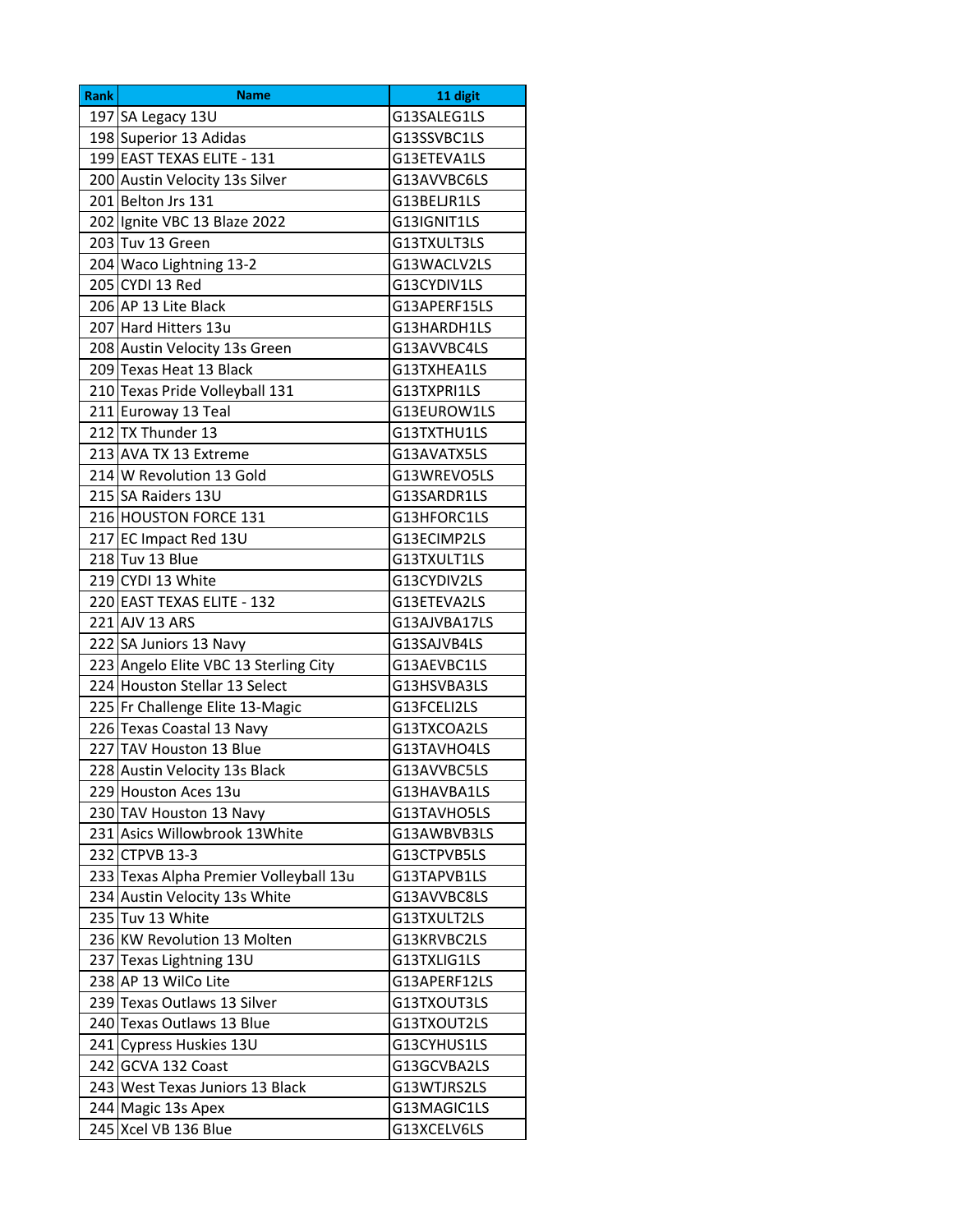| Rank | Name | 11 digit |
|---|---|---|
| 197 | SA Legacy 13U | G13SALEG1LS |
| 198 | Superior 13 Adidas | G13SSVBC1LS |
| 199 | EAST TEXAS ELITE - 131 | G13ETEVA1LS |
| 200 | Austin Velocity 13s Silver | G13AVVBC6LS |
| 201 | Belton Jrs 131 | G13BELJR1LS |
| 202 | Ignite VBC 13 Blaze 2022 | G13IGNIT1LS |
| 203 | Tuv 13 Green | G13TXULT3LS |
| 204 | Waco Lightning 13-2 | G13WACLV2LS |
| 205 | CYDI 13 Red | G13CYDIV1LS |
| 206 | AP 13 Lite Black | G13APERF15LS |
| 207 | Hard Hitters 13u | G13HARDH1LS |
| 208 | Austin Velocity 13s Green | G13AVVBC4LS |
| 209 | Texas Heat 13 Black | G13TXHEA1LS |
| 210 | Texas Pride Volleyball 131 | G13TXPRI1LS |
| 211 | Euroway 13 Teal | G13EUROW1LS |
| 212 | TX Thunder 13 | G13TXTHU1LS |
| 213 | AVA TX 13 Extreme | G13AVATX5LS |
| 214 | W Revolution 13 Gold | G13WREVO5LS |
| 215 | SA Raiders 13U | G13SARDR1LS |
| 216 | HOUSTON FORCE 131 | G13HFORC1LS |
| 217 | EC Impact Red 13U | G13ECIMP2LS |
| 218 | Tuv 13 Blue | G13TXULT1LS |
| 219 | CYDI 13 White | G13CYDIV2LS |
| 220 | EAST TEXAS ELITE - 132 | G13ETEVA2LS |
| 221 | AJV 13 ARS | G13AJVBA17LS |
| 222 | SA Juniors 13 Navy | G13SAJVB4LS |
| 223 | Angelo Elite VBC 13 Sterling City | G13AEVBC1LS |
| 224 | Houston Stellar 13 Select | G13HSVBA3LS |
| 225 | Fr Challenge Elite 13-Magic | G13FCELI2LS |
| 226 | Texas Coastal 13 Navy | G13TXCOA2LS |
| 227 | TAV Houston 13 Blue | G13TAVHO4LS |
| 228 | Austin Velocity 13s Black | G13AVVBC5LS |
| 229 | Houston Aces 13u | G13HAVBA1LS |
| 230 | TAV Houston 13 Navy | G13TAVHO5LS |
| 231 | Asics Willowbrook 13White | G13AWBVB3LS |
| 232 | CTPVB 13-3 | G13CTPVB5LS |
| 233 | Texas Alpha Premier Volleyball 13u | G13TAPVB1LS |
| 234 | Austin Velocity 13s White | G13AVVBC8LS |
| 235 | Tuv 13 White | G13TXULT2LS |
| 236 | KW Revolution 13 Molten | G13KRVBC2LS |
| 237 | Texas Lightning 13U | G13TXLIG1LS |
| 238 | AP 13 WilCo Lite | G13APERF12LS |
| 239 | Texas Outlaws 13 Silver | G13TXOUT3LS |
| 240 | Texas Outlaws 13 Blue | G13TXOUT2LS |
| 241 | Cypress Huskies 13U | G13CYHUS1LS |
| 242 | GCVA 132 Coast | G13GCVBA2LS |
| 243 | West Texas Juniors 13 Black | G13WTJRS2LS |
| 244 | Magic 13s Apex | G13MAGIC1LS |
| 245 | Xcel VB 136 Blue | G13XCELV6LS |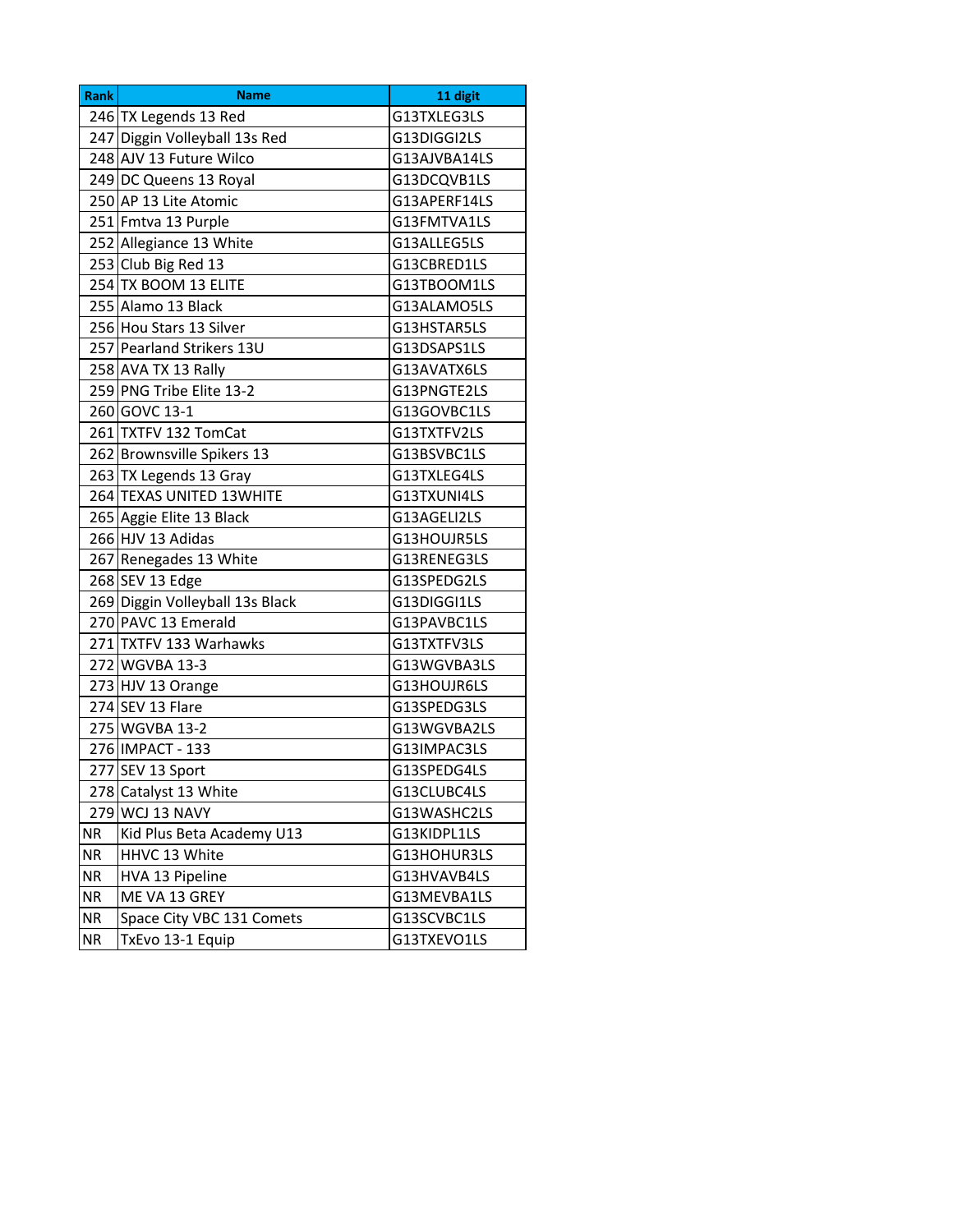| Rank | Name | 11 digit |
|---|---|---|
| 246 | TX Legends 13 Red | G13TXLEG3LS |
| 247 | Diggin Volleyball 13s Red | G13DIGGI2LS |
| 248 | AJV 13 Future Wilco | G13AJVBA14LS |
| 249 | DC Queens 13 Royal | G13DCQVB1LS |
| 250 | AP 13 Lite Atomic | G13APERF14LS |
| 251 | Fmtva 13 Purple | G13FMTVA1LS |
| 252 | Allegiance 13 White | G13ALLEG5LS |
| 253 | Club Big Red 13 | G13CBRED1LS |
| 254 | TX BOOM 13 ELITE | G13TBOOM1LS |
| 255 | Alamo 13 Black | G13ALAMO5LS |
| 256 | Hou Stars 13 Silver | G13HSTAR5LS |
| 257 | Pearland Strikers 13U | G13DSAPS1LS |
| 258 | AVA TX 13 Rally | G13AVATX6LS |
| 259 | PNG Tribe Elite 13-2 | G13PNGTE2LS |
| 260 | GOVC 13-1 | G13GOVBC1LS |
| 261 | TXTFV 132 TomCat | G13TXTFV2LS |
| 262 | Brownsville Spikers 13 | G13BSVBC1LS |
| 263 | TX Legends 13 Gray | G13TXLEG4LS |
| 264 | TEXAS UNITED 13WHITE | G13TXUNI4LS |
| 265 | Aggie Elite 13 Black | G13AGELI2LS |
| 266 | HJV 13 Adidas | G13HOUJR5LS |
| 267 | Renegades 13 White | G13RENEG3LS |
| 268 | SEV 13 Edge | G13SPEDG2LS |
| 269 | Diggin Volleyball 13s Black | G13DIGGI1LS |
| 270 | PAVC 13 Emerald | G13PAVBC1LS |
| 271 | TXTFV 133 Warhawks | G13TXTFV3LS |
| 272 | WGVBA 13-3 | G13WGVBA3LS |
| 273 | HJV 13 Orange | G13HOUJR6LS |
| 274 | SEV 13 Flare | G13SPEDG3LS |
| 275 | WGVBA 13-2 | G13WGVBA2LS |
| 276 | IMPACT - 133 | G13IMPAC3LS |
| 277 | SEV 13 Sport | G13SPEDG4LS |
| 278 | Catalyst 13 White | G13CLUBC4LS |
| 279 | WCJ 13 NAVY | G13WASHC2LS |
| NR | Kid Plus Beta Academy U13 | G13KIDPL1LS |
| NR | HHVC 13 White | G13HOHUR3LS |
| NR | HVA 13 Pipeline | G13HVAVB4LS |
| NR | ME VA 13 GREY | G13MEVBA1LS |
| NR | Space City VBC 131 Comets | G13SCVBC1LS |
| NR | TxEvo 13-1 Equip | G13TXEVO1LS |